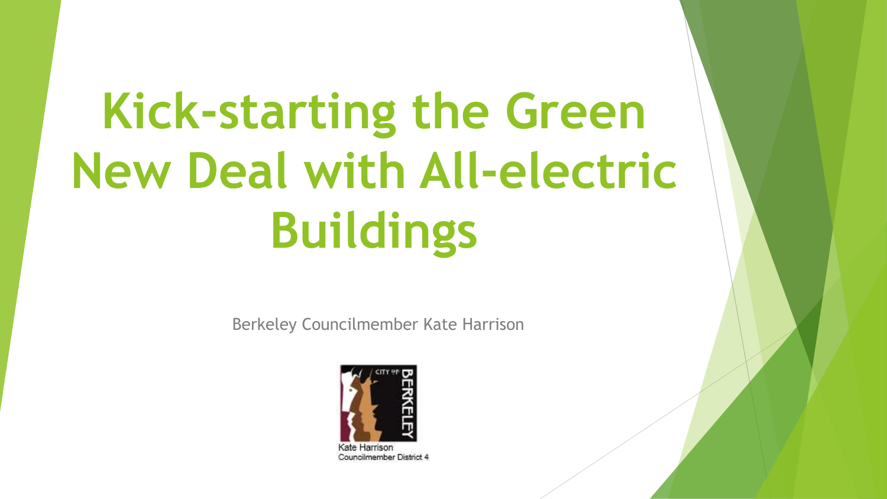# Kick-starting the Green New Deal with All-electric Buildings

Berkeley Councilmember Kate Harrison

CITY OF BERKELEY

Kate Harrison
Councilmember District 4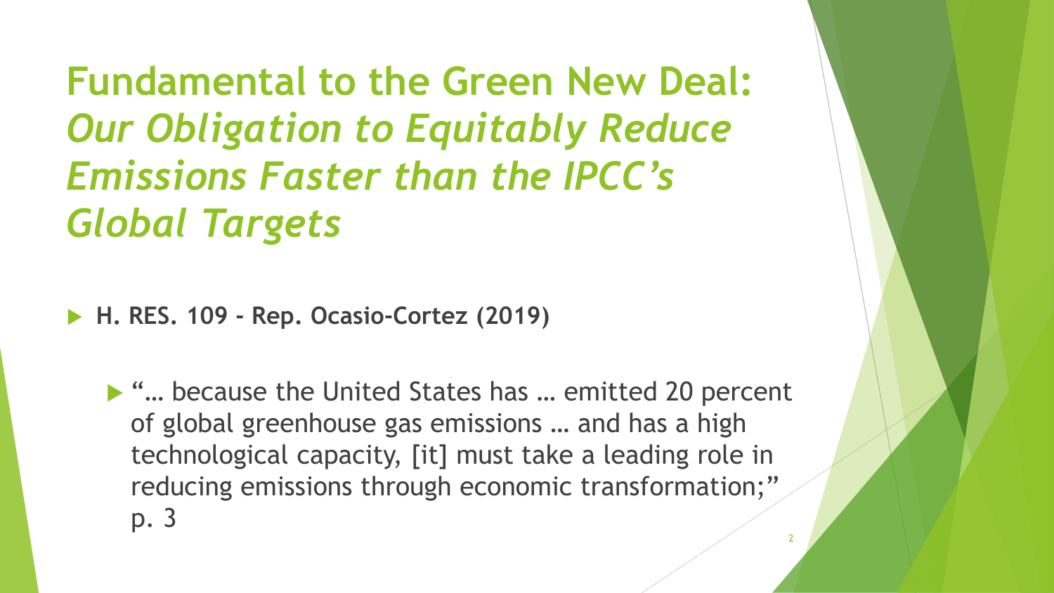# Fundamental to the Green New Deal: *Our Obligation to Equitably Reduce Emissions Faster than the IPCC's Global Targets*

- **H. RES. 109 - Rep. Ocasio-Cortez (2019)**
  - "… because the United States has … emitted 20 percent of global greenhouse gas emissions … and has a high technological capacity, [it] must take a leading role in reducing emissions through economic transformation;" p. 3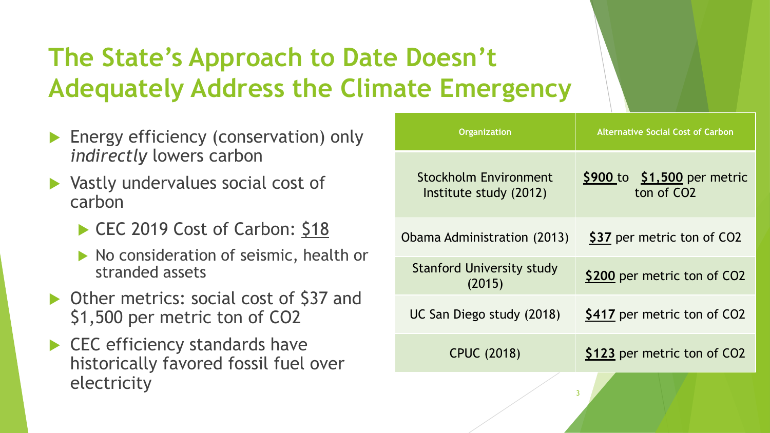# The State's Approach to Date Doesn't Adequately Address the Climate Emergency

- Energy efficiency (conservation) only *indirectly* lowers carbon
- Vastly undervalues social cost of carbon
  - CEC 2019 Cost of Carbon: $18
  - No consideration of seismic, health or stranded assets
- Other metrics: social cost of $37 and $1,500 per metric ton of $CO_2$
- CEC efficiency standards have historically favored fossil fuel over electricity

| Organization | Alternative Social Cost of Carbon |
|---|---|
| Stockholm Environment Institute study (2012) | **$900** to **$1,500** per metric ton of $CO_2$ |
| Obama Administration (2013) | **$37** per metric ton of $CO_2$ |
| Stanford University study (2015) | **$200** per metric ton of $CO_2$ |
| UC San Diego study (2018) | **$417** per metric ton of $CO_2$ |
| CPUC (2018) | **$123** per metric ton of $CO_2$ |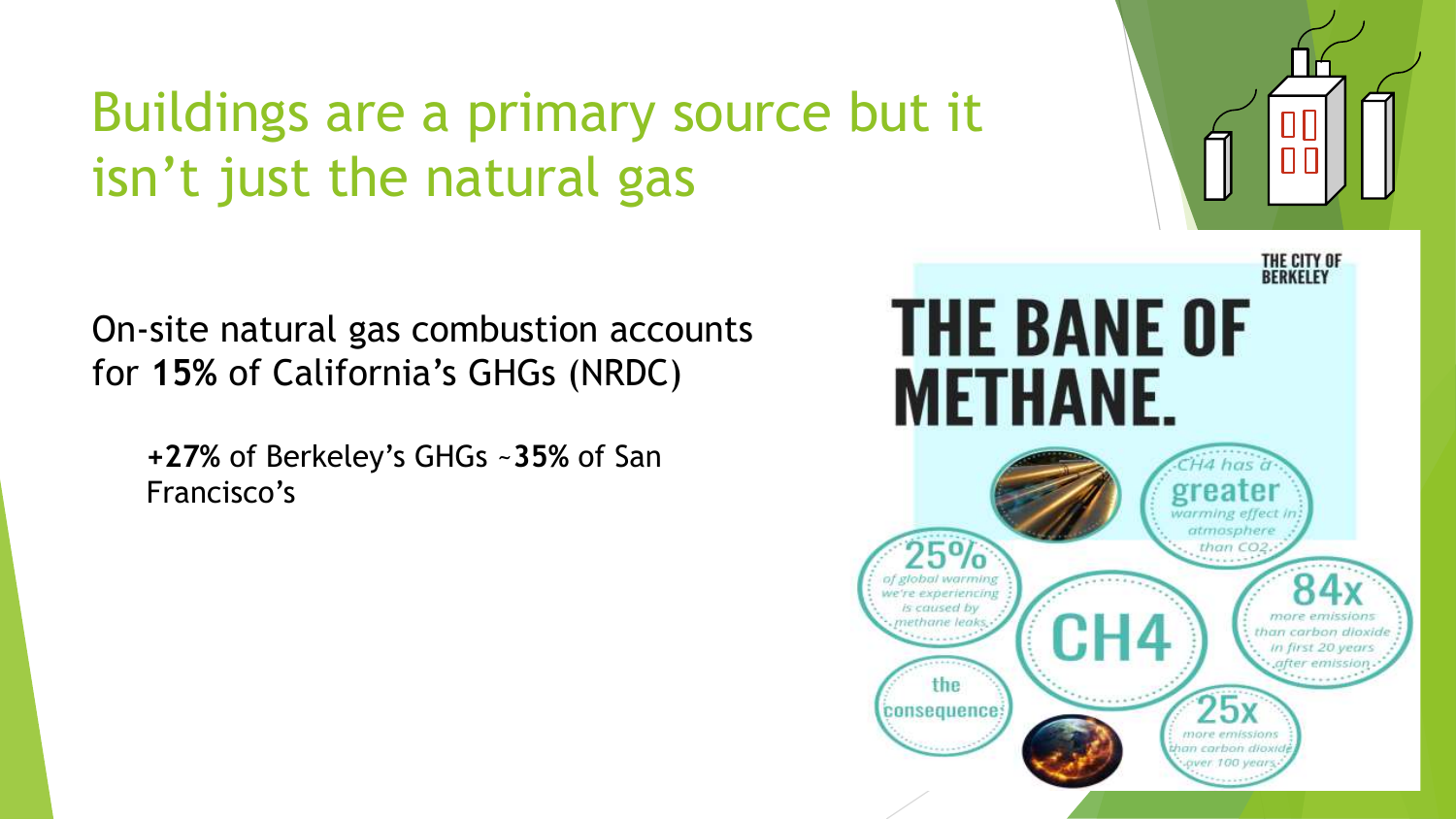# Buildings are a primary source but it isn't just the natural gas

On-site natural gas combustion accounts for **15%** of California's GHGs (NRDC)

- **+27%** of Berkeley's GHGs ~**35%** of San Francisco's

THE CITY OF BERKELEY

## THE BANE OF METHANE.

CH4 has a greater warming effect in atmosphere than $CO_2$

25% of global warming we're experiencing is caused by methane leaks

$CH_4$

84x more emissions than carbon dioxide in first 20 years after emission

the consequence

25x more emissions than carbon dioxide over 100 years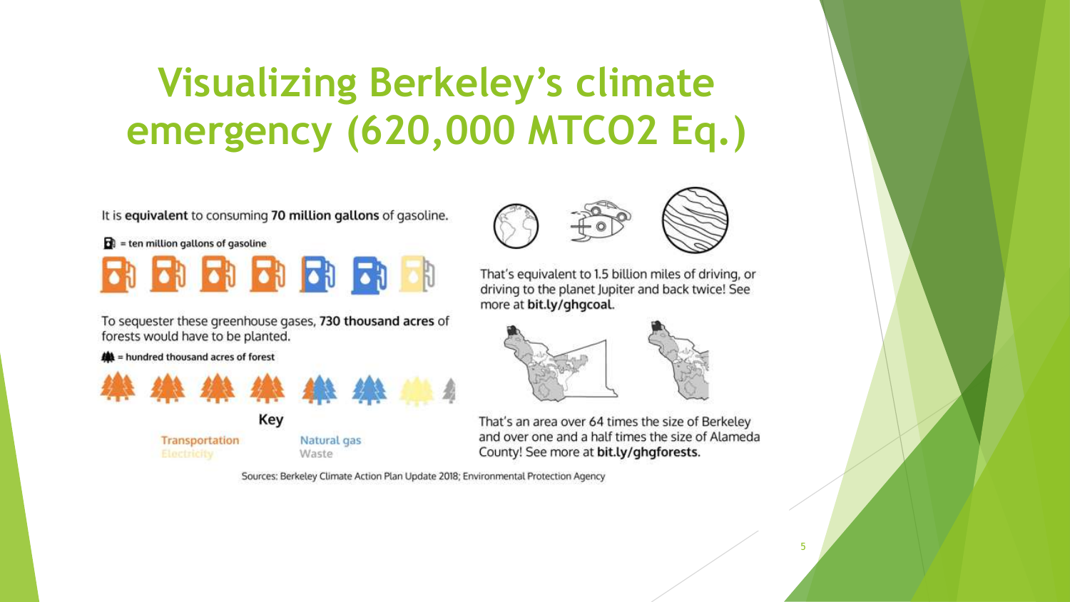# Visualizing Berkeley's climate emergency (620,000 MTCO2 Eq.)

It is **equivalent** to consuming **70 million gallons** of gasoline.

= ten million gallons of gasoline

To sequester these greenhouse gases, **730 thousand acres** of forests would have to be planted.

= hundred thousand acres of forest

**Key**

Transportation
Electricity
Natural gas
Waste

That's equivalent to 1.5 billion miles of driving, or driving to the planet Jupiter and back twice! See more at **bit.ly/ghgcoal**.

That's an area over 64 times the size of Berkeley and over one and a half times the size of Alameda County! See more at **bit.ly/ghgforests**.

Sources: Berkeley Climate Action Plan Update 2018; Environmental Protection Agency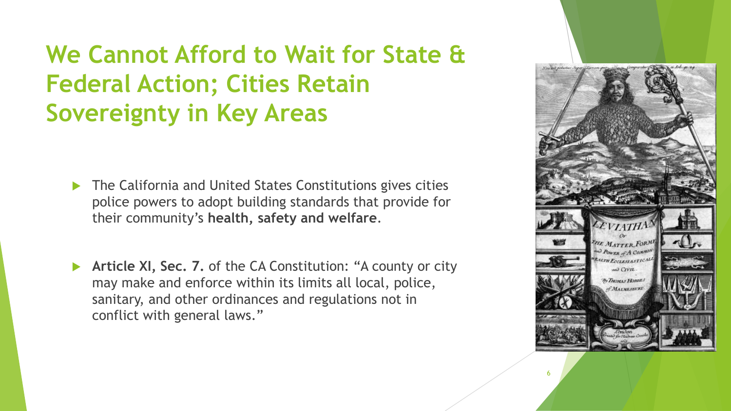# We Cannot Afford to Wait for State & Federal Action; Cities Retain Sovereignty in Key Areas

- The California and United States Constitutions gives cities police powers to adopt building standards that provide for their community's **health, safety and welfare**.
- **Article XI, Sec. 7.** of the CA Constitution: "A county or city may make and enforce within its limits all local, police, sanitary, and other ordinances and regulations not in conflict with general laws."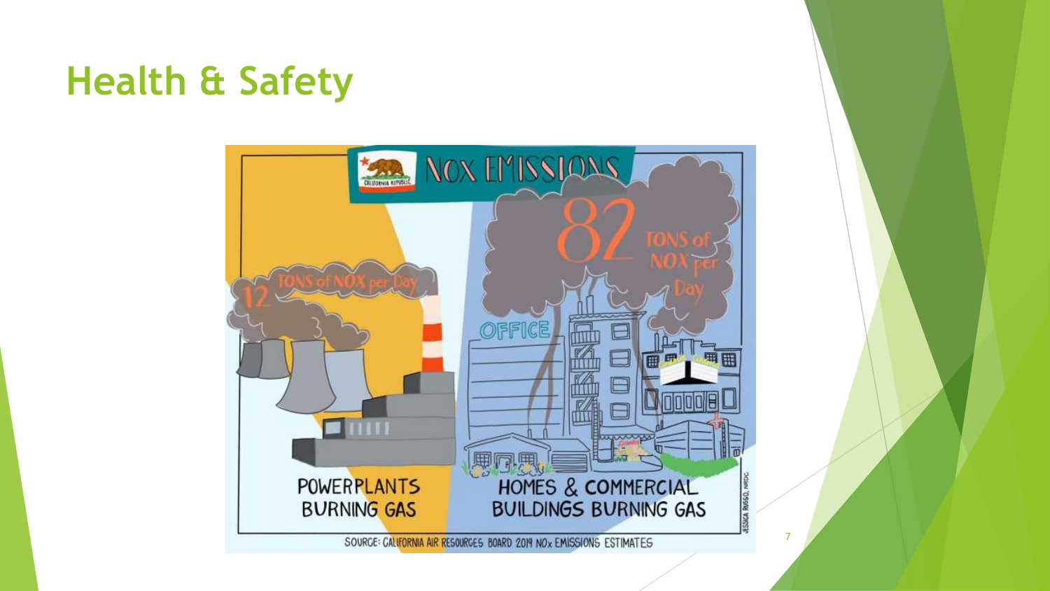# Health & Safety

NOX EMISSIONS

12 TONS of NOX per Day

POWERPLANTS BURNING GAS

82 TONS of NOX per Day

HOMES & COMMERCIAL BUILDINGS BURNING GAS

SOURCE: CALIFORNIA AIR RESOURCES BOARD 2019 NOx EMISSIONS ESTIMATES

JESSICA RUSSO, NRDC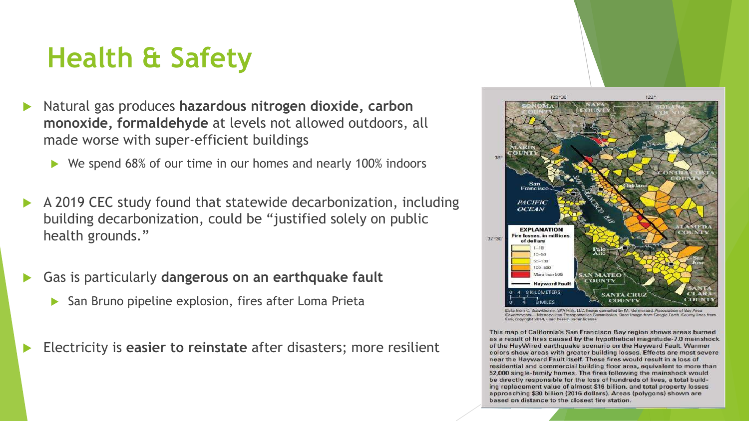# Health & Safety

- Natural gas produces **hazardous nitrogen dioxide, carbon monoxide, formaldehyde** at levels not allowed outdoors, all made worse with super-efficient buildings
  - We spend 68% of our time in our homes and nearly 100% indoors
- A 2019 CEC study found that statewide decarbonization, including building decarbonization, could be "justified solely on public health grounds."
- Gas is particularly **dangerous on an earthquake fault**
  - San Bruno pipeline explosion, fires after Loma Prieta
- Electricity is **easier to reinstate** after disasters; more resilient

Data from C. Scawthorne, SPA Risk, LLC. Image compiled by M. Germeraad, Association of Bay Area Governments—Metropolitan Transportation Commission. Base image from Google Earth. County lines from Esri, copyright 2014, used herein under license

This map of California's San Francisco Bay region shows areas burned as a result of fires caused by the hypothetical magnitude-7.0 mainshock of the HayWired earthquake scenario on the Hayward Fault. Warmer colors show areas with greater building losses. Effects are most severe near the Hayward Fault itself. These fires would result in a loss of residential and commercial building floor area, equivalent to more than 52,000 single-family homes. The fires following the mainshock would be directly responsible for the loss of hundreds of lives, a total building replacement value of almost $16 billion, and total property losses approaching $30 billion (2016 dollars). Areas (polygons) shown are based on distance to the closest fire station.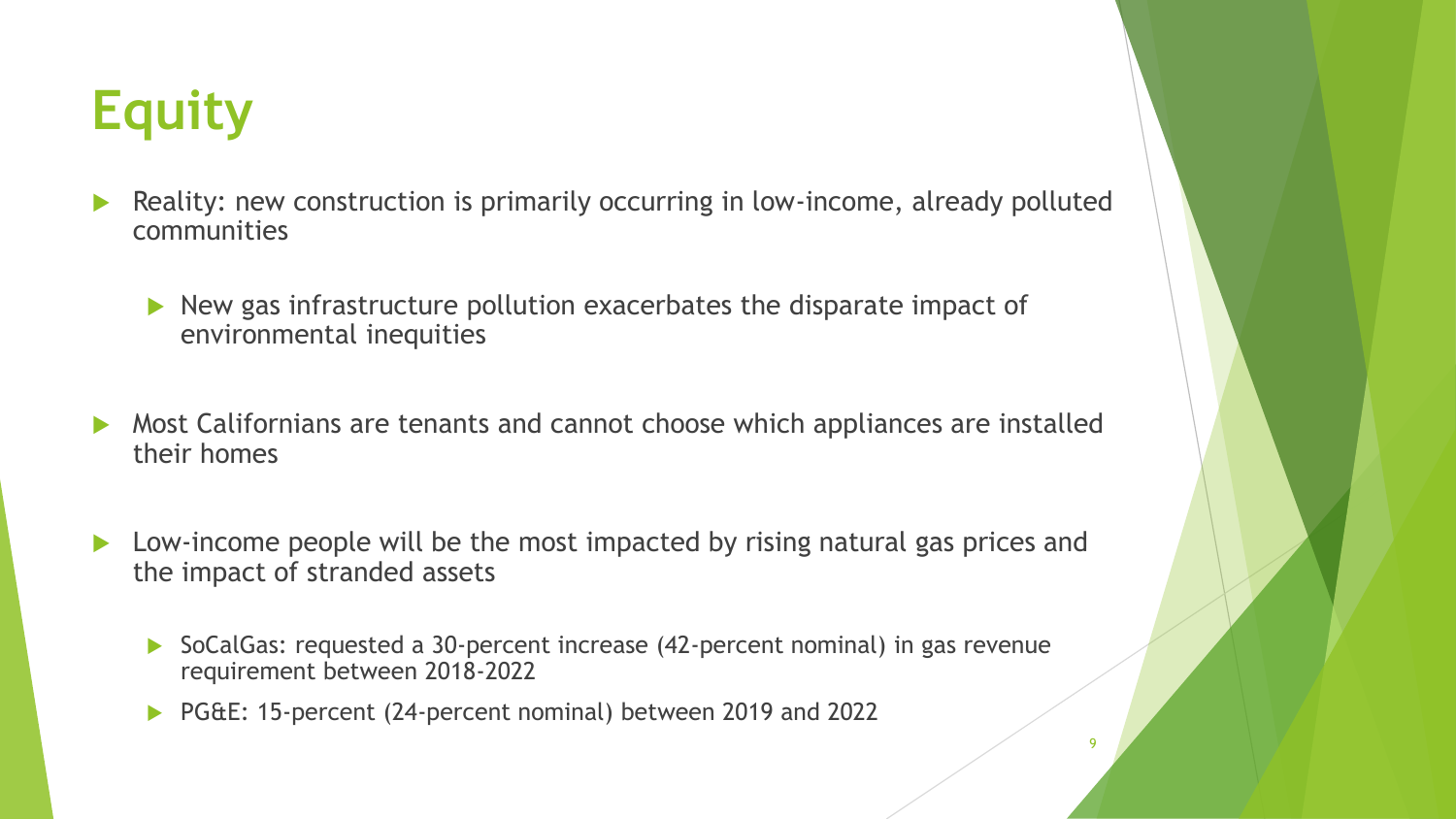# Equity

- Reality: new construction is primarily occurring in low-income, already polluted communities
  - New gas infrastructure pollution exacerbates the disparate impact of environmental inequities
- Most Californians are tenants and cannot choose which appliances are installed their homes
- Low-income people will be the most impacted by rising natural gas prices and the impact of stranded assets
  - SoCalGas: requested a 30-percent increase (42-percent nominal) in gas revenue requirement between 2018-2022
  - PG&E: 15-percent (24-percent nominal) between 2019 and 2022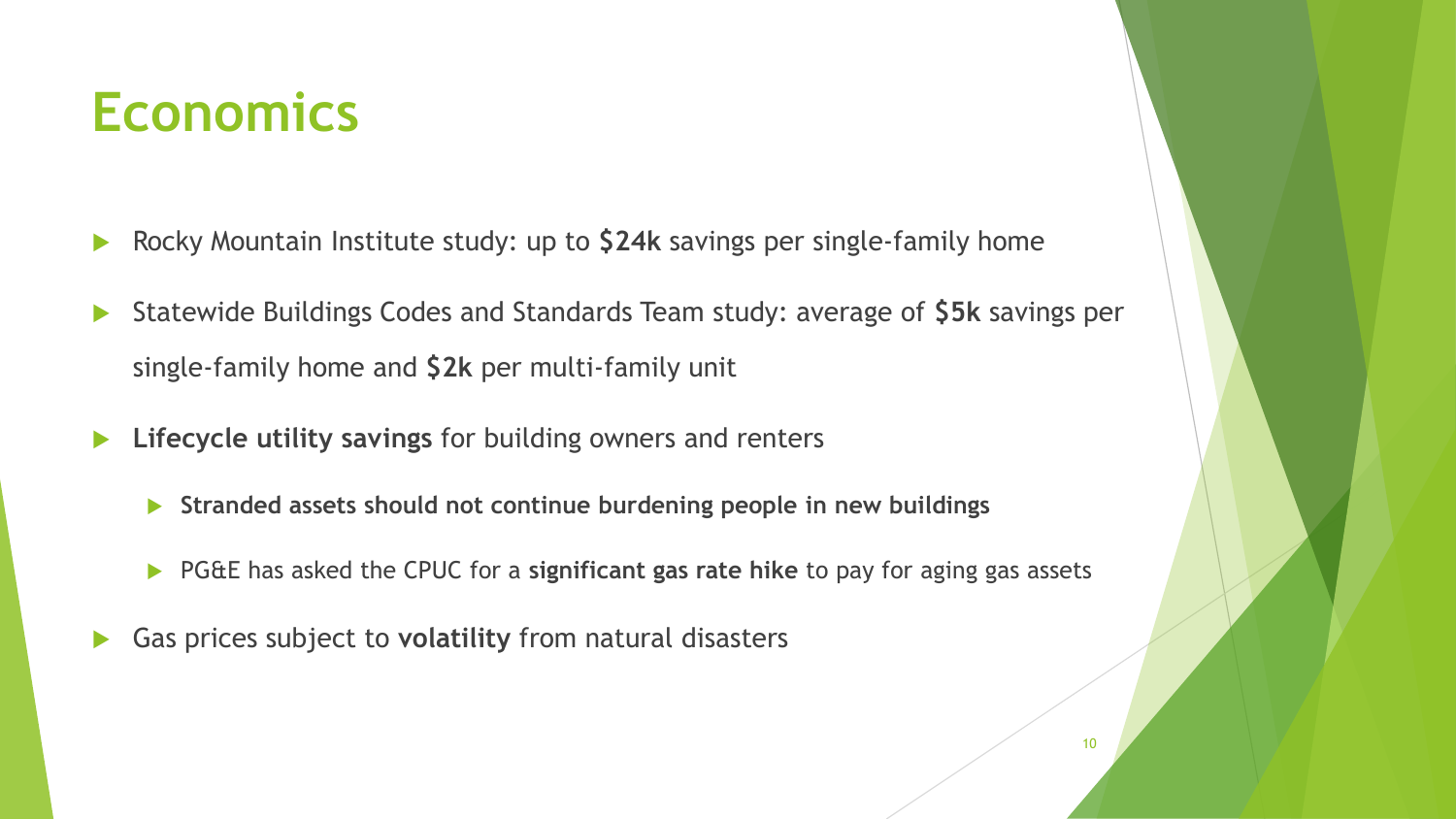# Economics

- Rocky Mountain Institute study: up to **$24k** savings per single-family home
- Statewide Buildings Codes and Standards Team study: average of **$5k** savings per single-family home and **$2k** per multi-family unit
- **Lifecycle utility savings** for building owners and renters
  - **Stranded assets should not continue burdening people in new buildings**
  - PG&E has asked the CPUC for a **significant gas rate hike** to pay for aging gas assets
- Gas prices subject to **volatility** from natural disasters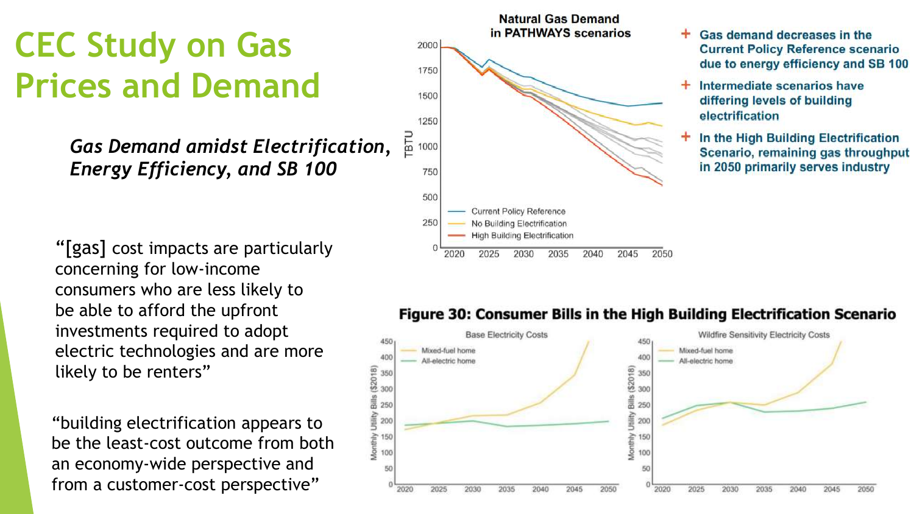# CEC Study on Gas Prices and Demand

***Gas Demand amidst Electrification, Energy Efficiency, and SB 100***

"[gas] cost impacts are particularly concerning for low-income consumers who are less likely to be able to afford the upfront investments required to adopt electric technologies and are more likely to be renters"

"building electrification appears to be the least-cost outcome from both an economy-wide perspective and from a customer-cost perspective"

**Natural Gas Demand in PATHWAYS scenarios**

- Gas demand decreases in the Current Policy Reference scenario due to energy efficiency and SB 100
- Intermediate scenarios have differing levels of building electrification
- In the High Building Electrification Scenario, remaining gas throughput in 2050 primarily serves industry

**Figure 30: Consumer Bills in the High Building Electrification Scenario**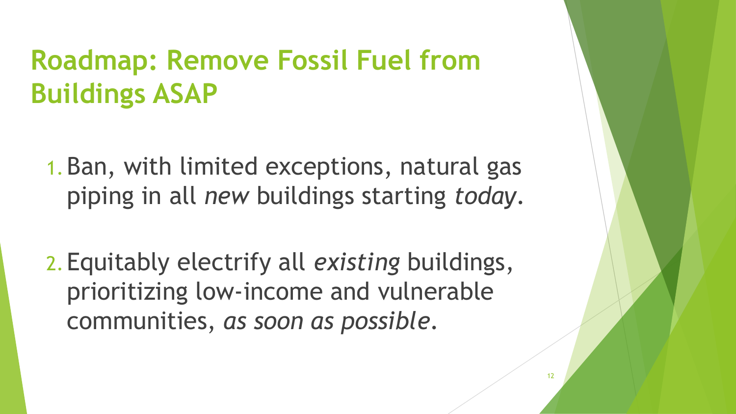# Roadmap: Remove Fossil Fuel from Buildings ASAP

1. Ban, with limited exceptions, natural gas piping in all *new* buildings starting *today*.

2. Equitably electrify all *existing* buildings, prioritizing low-income and vulnerable communities, *as soon as possible*.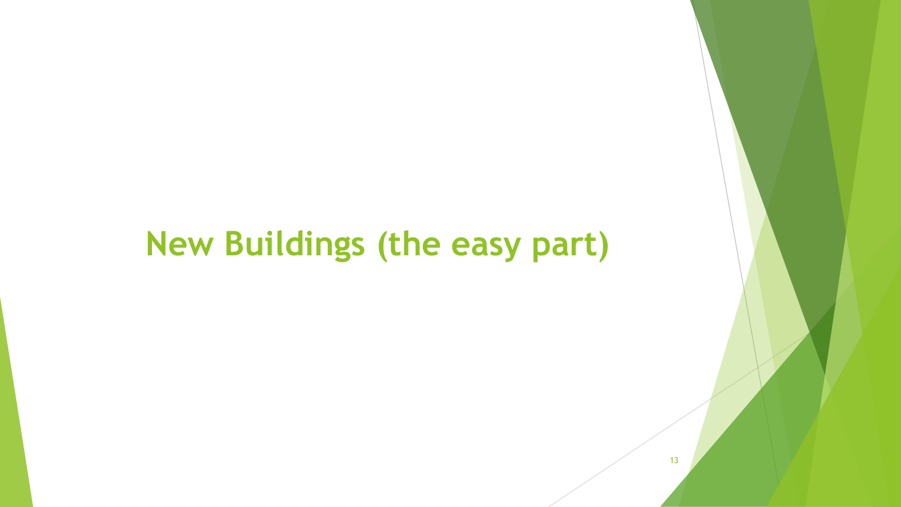# New Buildings (the easy part)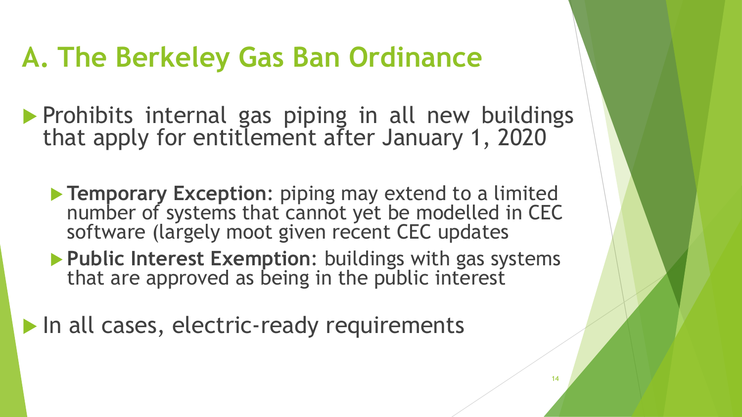# A. The Berkeley Gas Ban Ordinance

- Prohibits internal gas piping in all new buildings that apply for entitlement after January 1, 2020
  - **Temporary Exception**: piping may extend to a limited number of systems that cannot yet be modelled in CEC software (largely moot given recent CEC updates
  - **Public Interest Exemption**: buildings with gas systems that are approved as being in the public interest
- In all cases, electric-ready requirements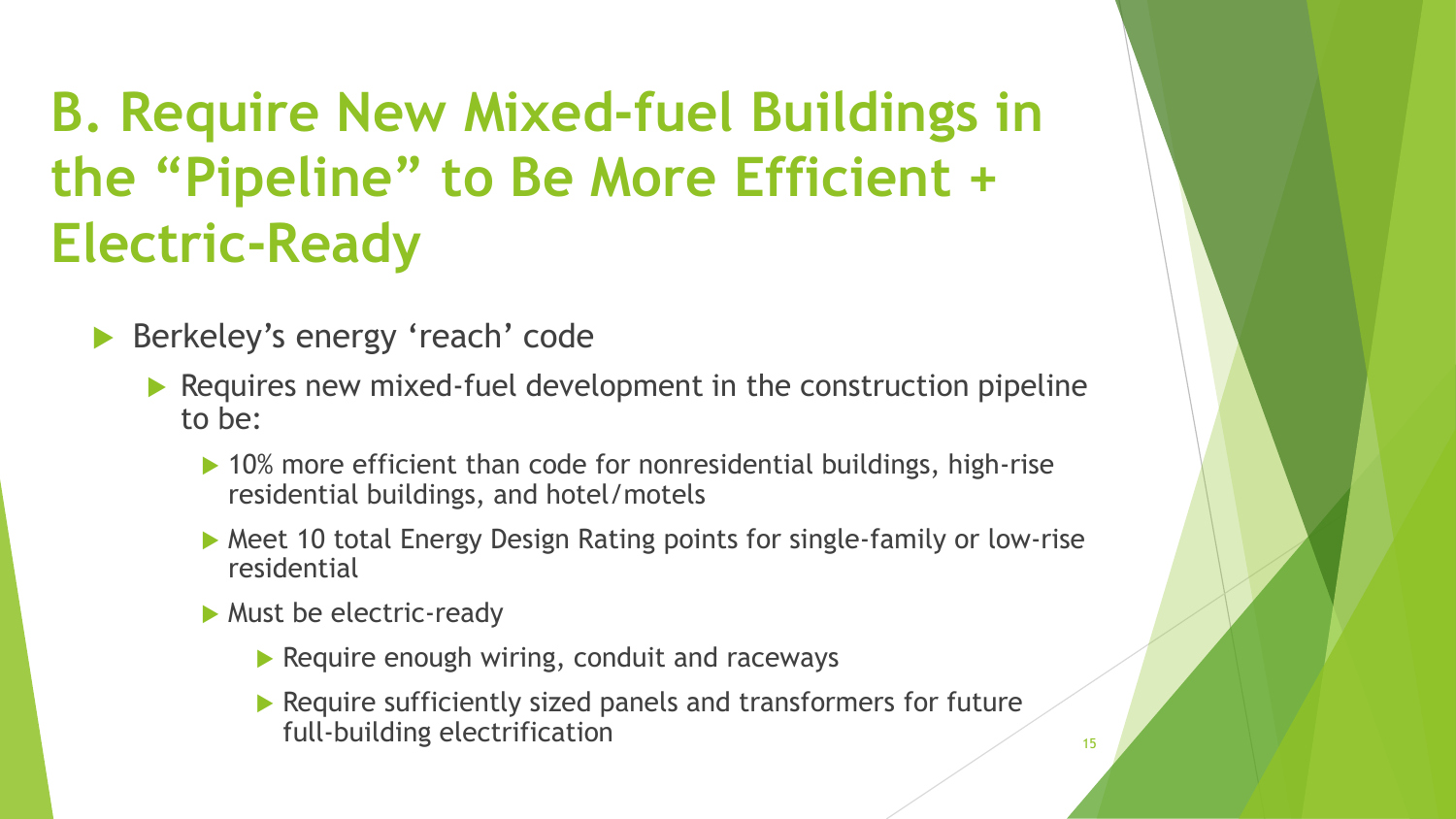# B. Require New Mixed-fuel Buildings in the "Pipeline" to Be More Efficient + Electric-Ready

- Berkeley's energy 'reach' code
  - Requires new mixed-fuel development in the construction pipeline to be:
    - 10% more efficient than code for nonresidential buildings, high-rise residential buildings, and hotel/motels
    - Meet 10 total Energy Design Rating points for single-family or low-rise residential
    - Must be electric-ready
      - Require enough wiring, conduit and raceways
      - Require sufficiently sized panels and transformers for future full-building electrification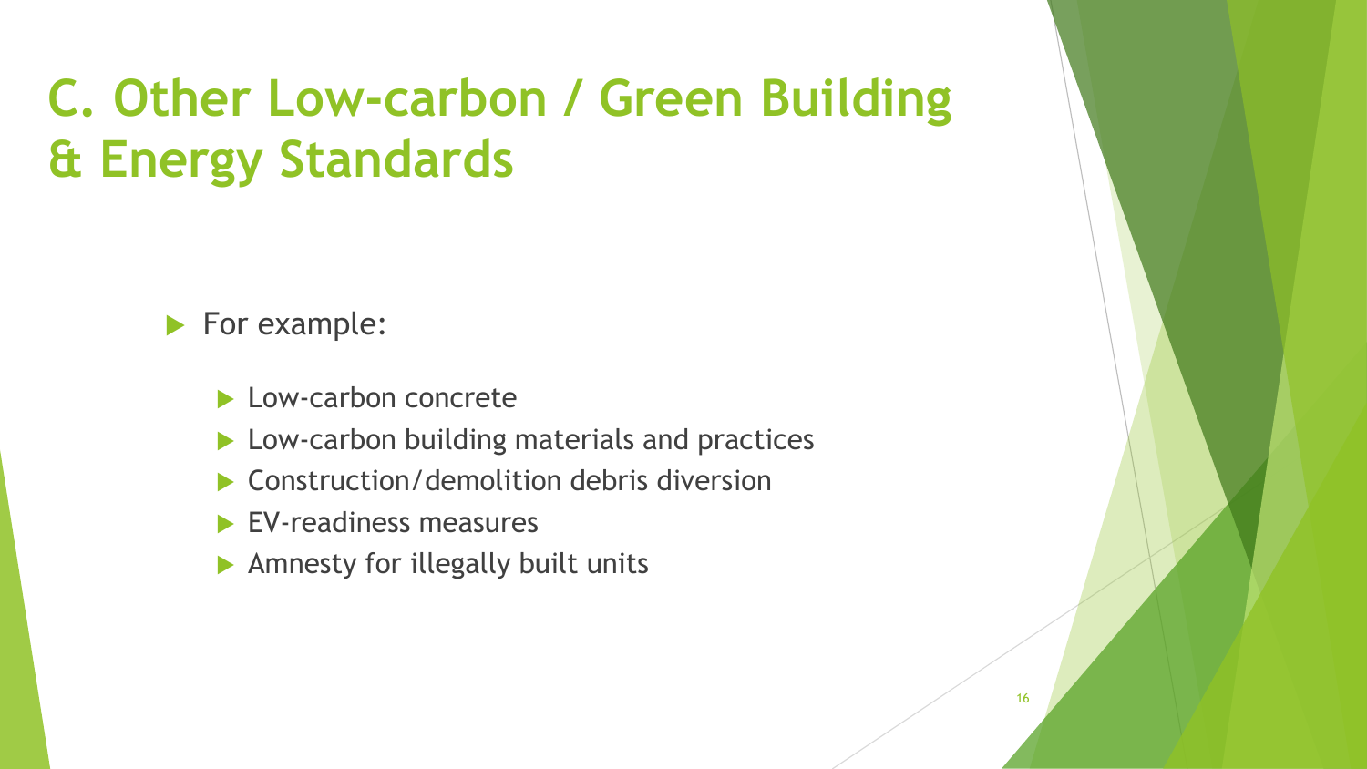# C. Other Low-carbon / Green Building & Energy Standards

- For example:
  - Low-carbon concrete
  - Low-carbon building materials and practices
  - Construction/demolition debris diversion
  - EV-readiness measures
  - Amnesty for illegally built units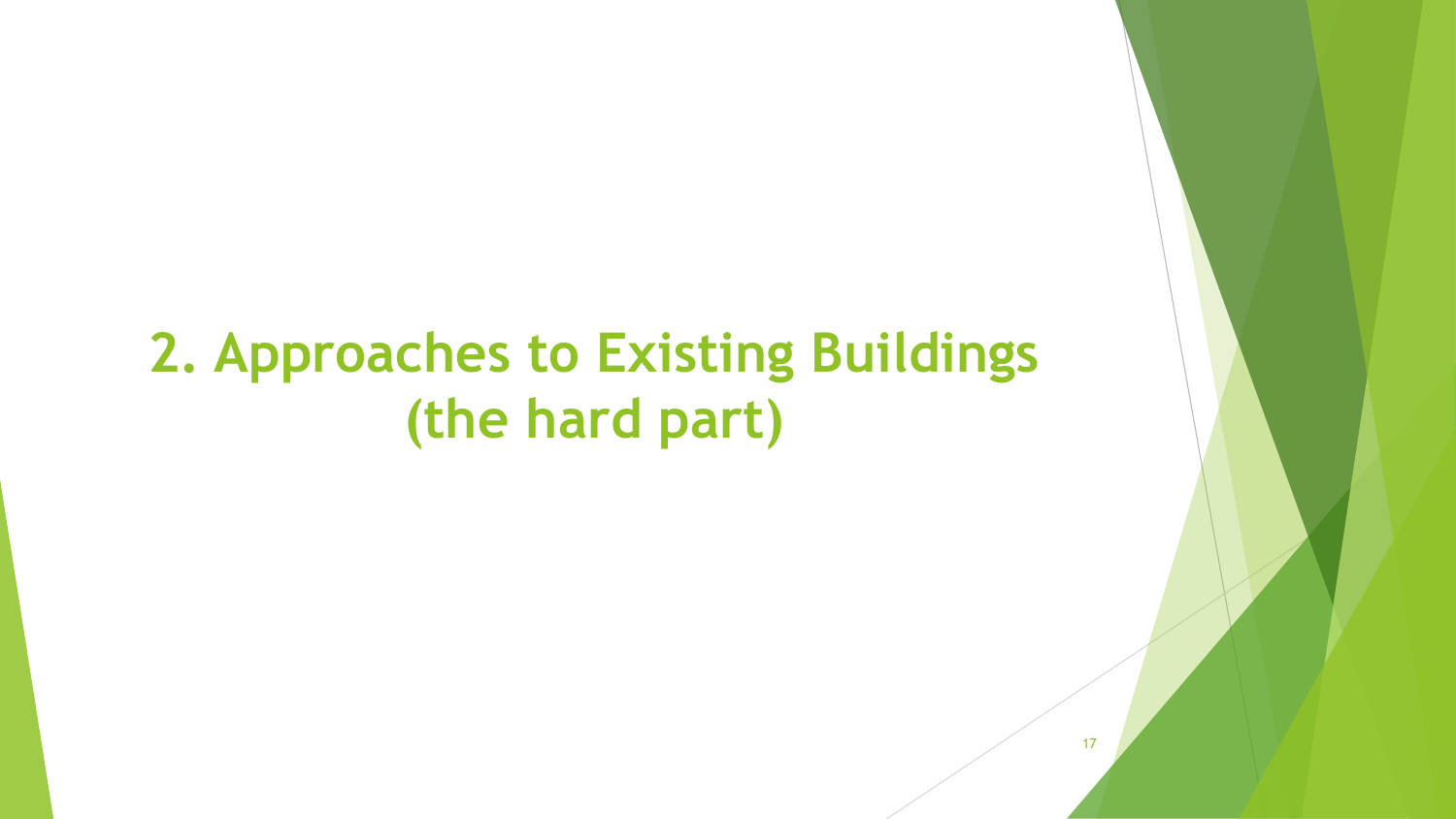# 2. Approaches to Existing Buildings (the hard part)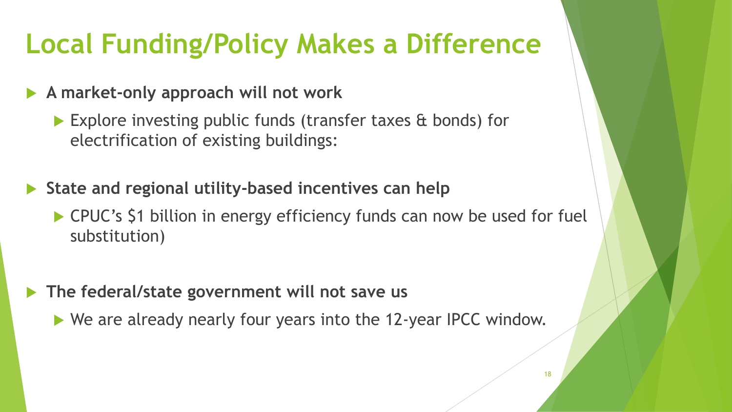# Local Funding/Policy Makes a Difference

- **A market-only approach will not work**
  - Explore investing public funds (transfer taxes & bonds) for electrification of existing buildings:
- **State and regional utility-based incentives can help**
  - CPUC's $1 billion in energy efficiency funds can now be used for fuel substitution)
- **The federal/state government will not save us**
  - We are already nearly four years into the 12-year IPCC window.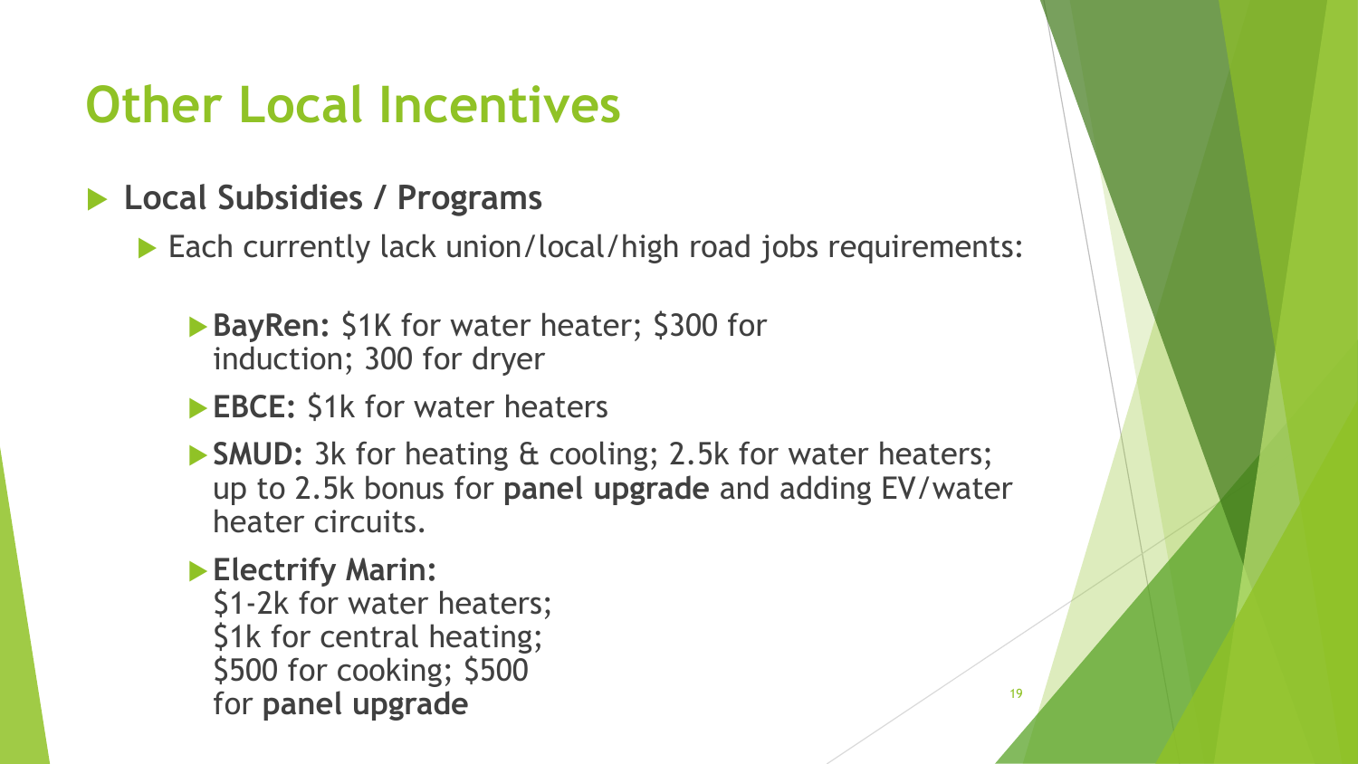# Other Local Incentives

- **Local Subsidies / Programs**
  - Each currently lack union/local/high road jobs requirements:
    - **BayRen:** $1K for water heater; $300 for induction; 300 for dryer
    - **EBCE:** $1k for water heaters
    - **SMUD:** 3k for heating & cooling; 2.5k for water heaters; up to 2.5k bonus for **panel upgrade** and adding EV/water heater circuits.
    - **Electrify Marin:** $1-2k for water heaters; $1k for central heating; $500 for cooking; $500 for **panel upgrade**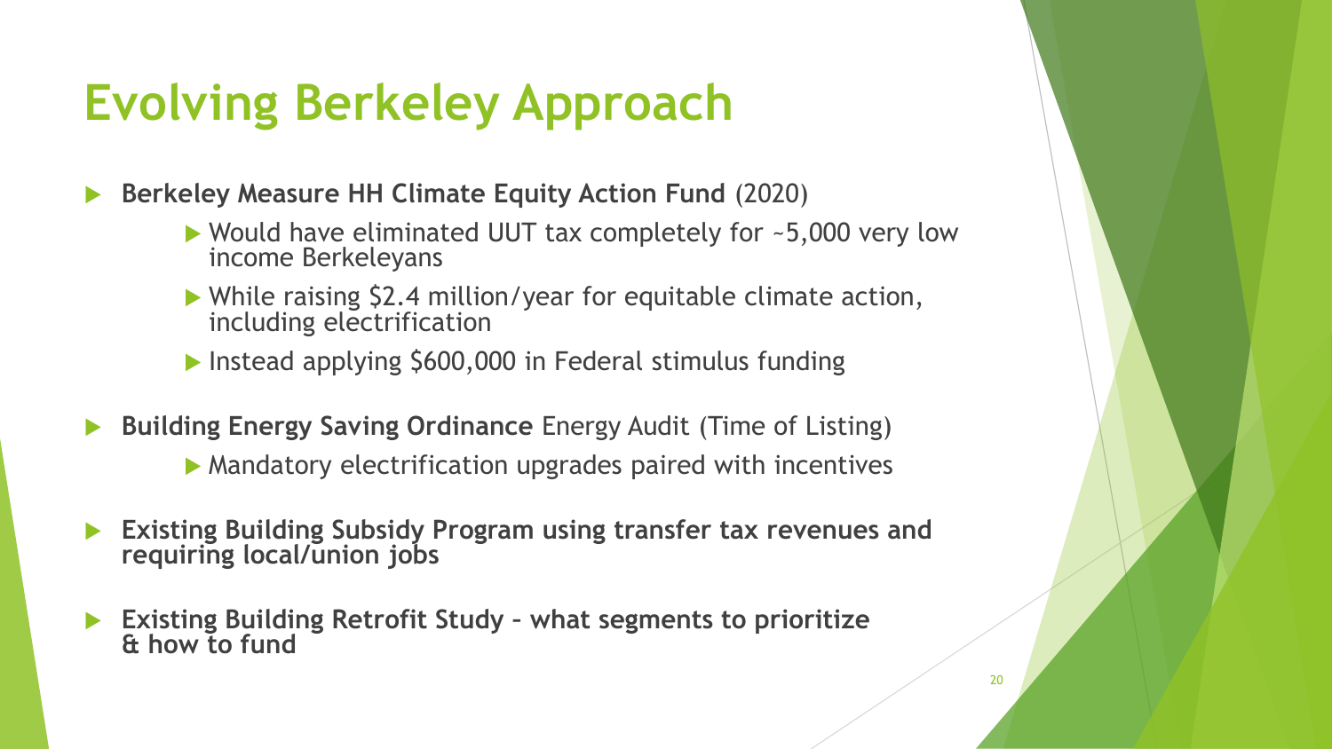# Evolving Berkeley Approach

- **Berkeley Measure HH Climate Equity Action Fund** (2020)
  - Would have eliminated UUT tax completely for ~5,000 very low income Berkeleyans
  - While raising $2.4 million/year for equitable climate action, including electrification
  - Instead applying $600,000 in Federal stimulus funding
- **Building Energy Saving Ordinance** Energy Audit (Time of Listing)
  - Mandatory electrification upgrades paired with incentives
- **Existing Building Subsidy Program using transfer tax revenues and requiring local/union jobs**
- **Existing Building Retrofit Study – what segments to prioritize & how to fund**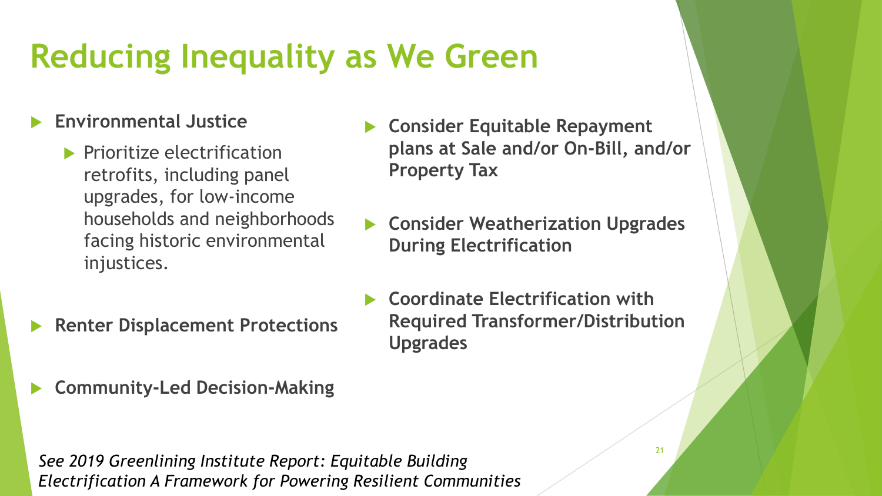# Reducing Inequality as We Green

- **Environmental Justice**
  - Prioritize electrification retrofits, including panel upgrades, for low-income households and neighborhoods facing historic environmental injustices.
- **Renter Displacement Protections**
- **Community-Led Decision-Making**
- **Consider Equitable Repayment plans at Sale and/or On-Bill, and/or Property Tax**
- **Consider Weatherization Upgrades During Electrification**
- **Coordinate Electrification with Required Transformer/Distribution Upgrades**

*See 2019 Greenlining Institute Report: Equitable Building Electrification A Framework for Powering Resilient Communities*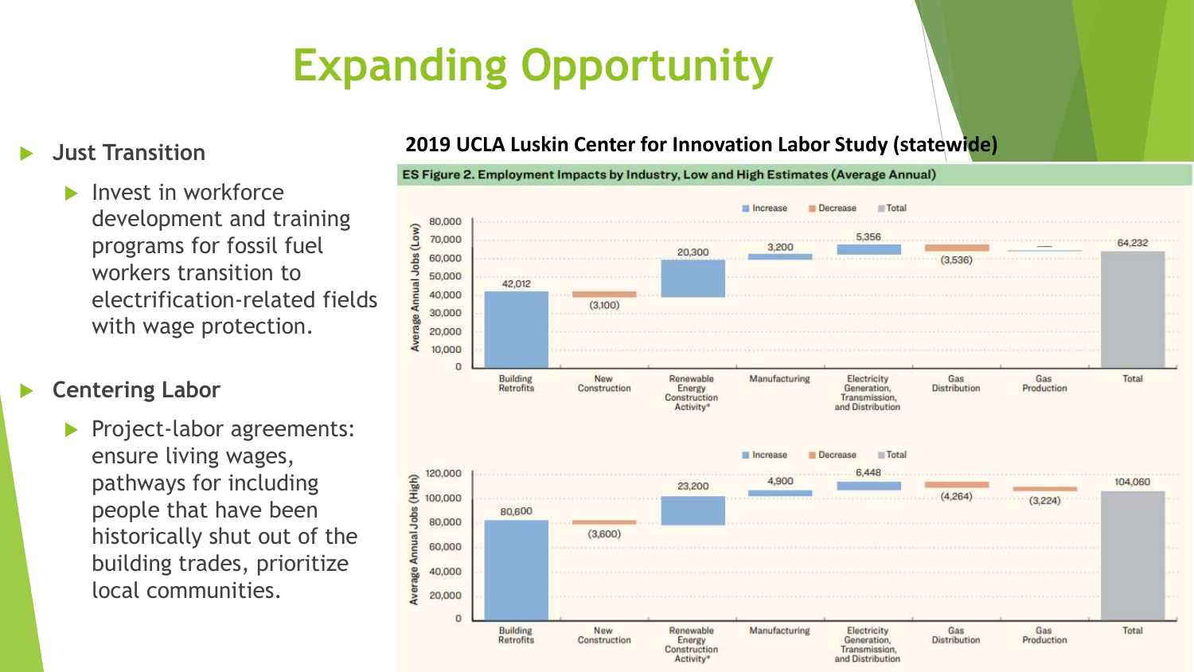# Expanding Opportunity

- **Just Transition**
  - Invest in workforce development and training programs for fossil fuel workers transition to electrification-related fields with wage protection.
- **Centering Labor**
  - Project-labor agreements: ensure living wages, pathways for including people that have been historically shut out of the building trades, prioritize local communities.

**2019 UCLA Luskin Center for Innovation Labor Study (statewide)**

**ES Figure 2. Employment Impacts by Industry, Low and High Estimates (Average Annual)**

| Industry | Average Annual Jobs (Low) | Average Annual Jobs (High) |
| --- | --- | --- |
| Building Retrofits | 42,012 | 80,600 |
| New Construction | (3,100) | (3,600) |
| Renewable Energy Construction Activity* | 20,300 | 23,200 |
| Manufacturing | 3,200 | 4,900 |
| Electricity Generation, Transmission, and Distribution | 5,356 | 6,448 |
| Gas Distribution | (3,536) | (4,264) |
| Gas Production | — | (3,224) |
| Total | 64,232 | 104,060 |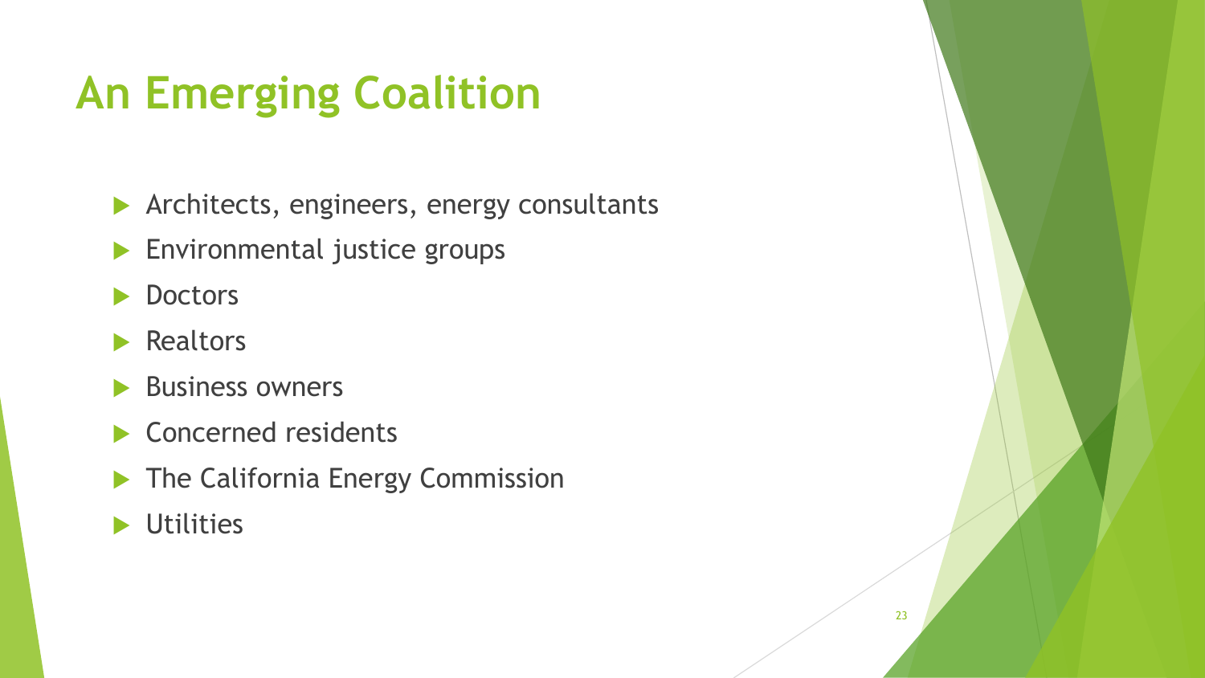# An Emerging Coalition

- Architects, engineers, energy consultants
- Environmental justice groups
- Doctors
- Realtors
- Business owners
- Concerned residents
- The California Energy Commission
- Utilities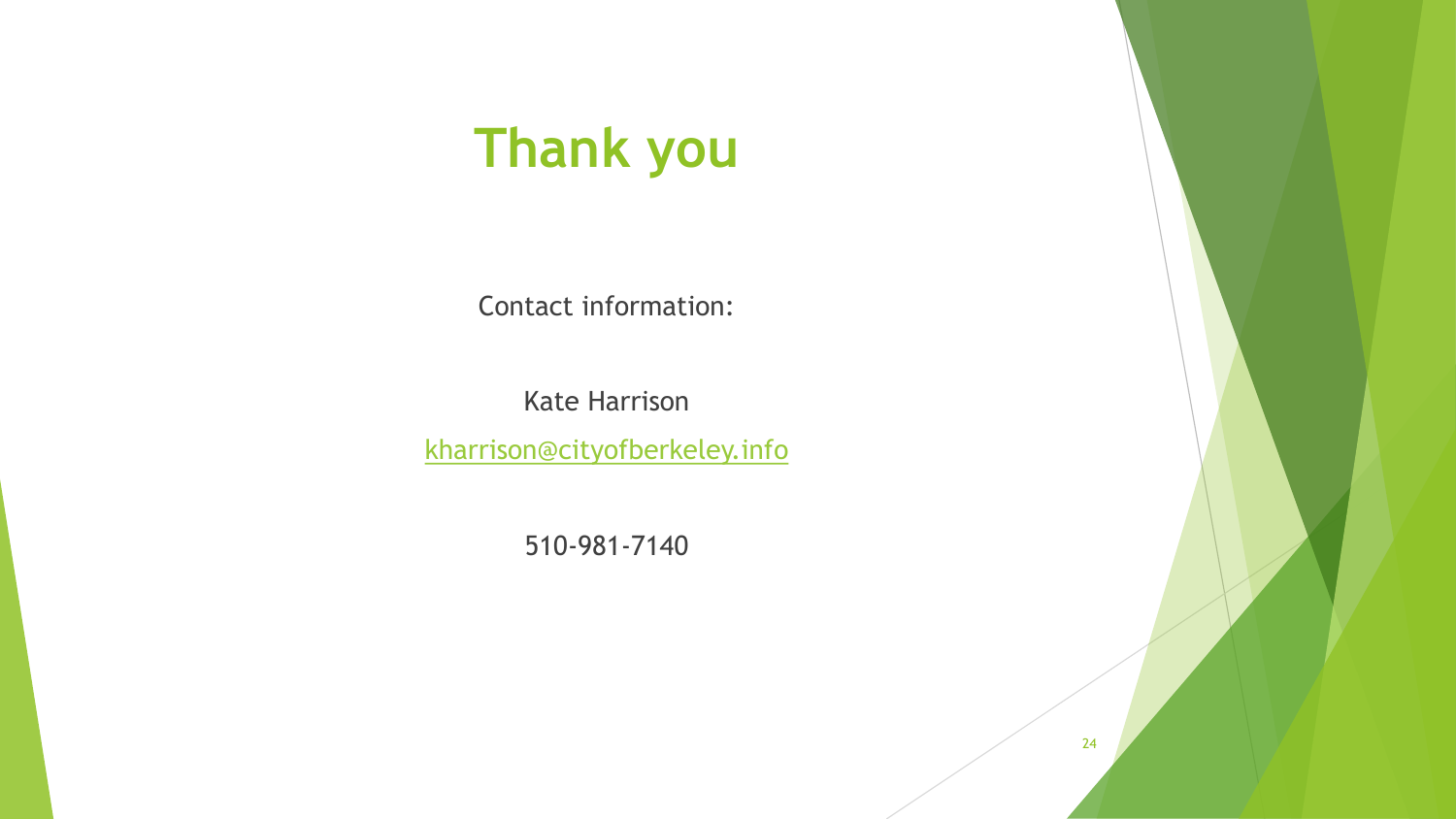# Thank you

Contact information:

Kate Harrison

kharrison@cityofberkeley.info

510-981-7140